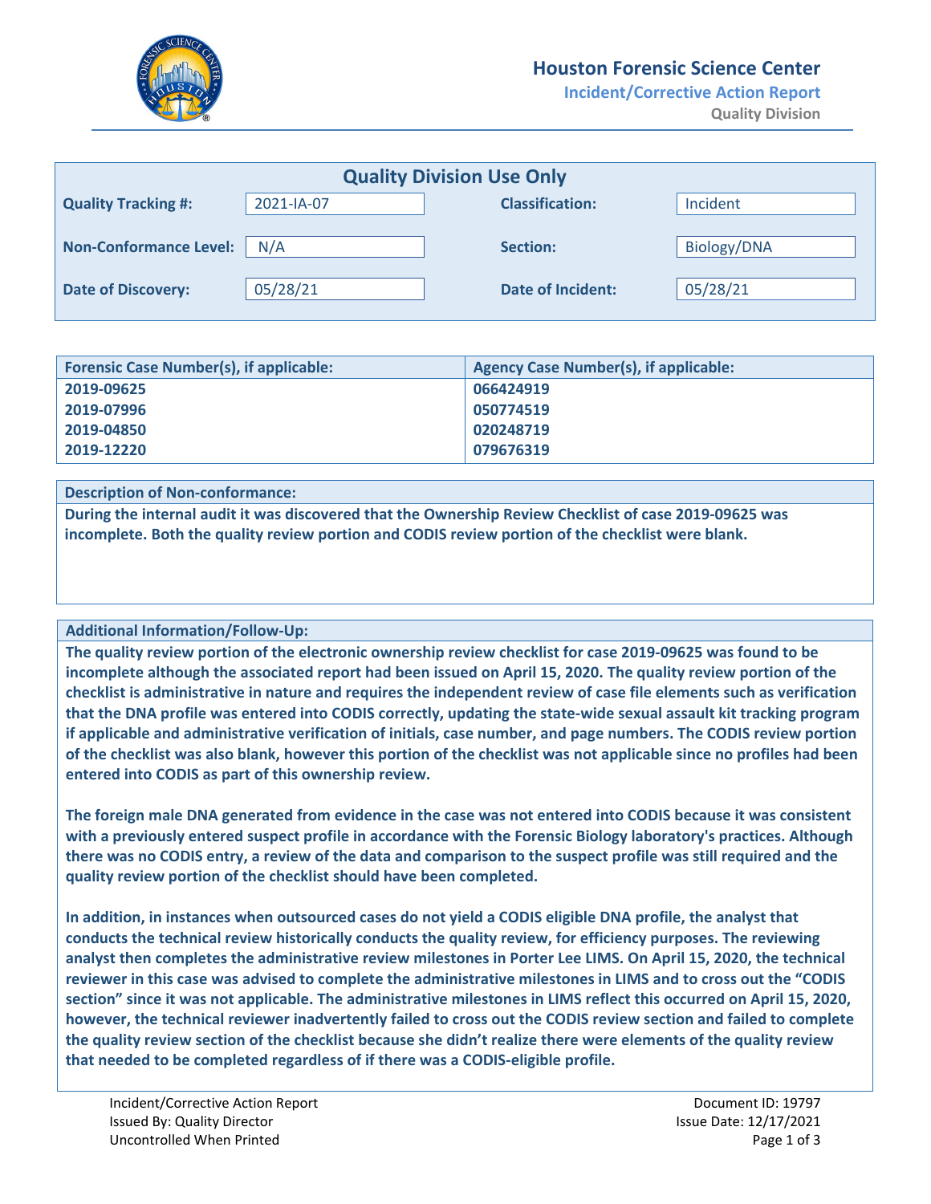# Houston Forensic Science Center

## Incident/Corrective Action Report

**Quality Division**

### Quality Division Use Only

| | | | |
|---|---|---|---|
| **Quality Tracking #:** | 2021-IA-07 | **Classification:** | Incident |
| **Non-Conformance Level:** | N/A | **Section:** | Biology/DNA |
| **Date of Discovery:** | 05/28/21 | **Date of Incident:** | 05/28/21 |

| Forensic Case Number(s), if applicable: | Agency Case Number(s), if applicable: |
|---|---|
| 2019-09625 | 066424919 |
| 2019-07996 | 050774519 |
| 2019-04850 | 020248719 |
| 2019-12220 | 079676319 |

**Description of Non-conformance:**

**During the internal audit it was discovered that the Ownership Review Checklist of case 2019-09625 was incomplete. Both the quality review portion and CODIS review portion of the checklist were blank.**

**Additional Information/Follow-Up:**

**The quality review portion of the electronic ownership review checklist for case 2019-09625 was found to be incomplete although the associated report had been issued on April 15, 2020. The quality review portion of the checklist is administrative in nature and requires the independent review of case file elements such as verification that the DNA profile was entered into CODIS correctly, updating the state-wide sexual assault kit tracking program if applicable and administrative verification of initials, case number, and page numbers. The CODIS review portion of the checklist was also blank, however this portion of the checklist was not applicable since no profiles had been entered into CODIS as part of this ownership review.**

**The foreign male DNA generated from evidence in the case was not entered into CODIS because it was consistent with a previously entered suspect profile in accordance with the Forensic Biology laboratory's practices. Although there was no CODIS entry, a review of the data and comparison to the suspect profile was still required and the quality review portion of the checklist should have been completed.**

**In addition, in instances when outsourced cases do not yield a CODIS eligible DNA profile, the analyst that conducts the technical review historically conducts the quality review, for efficiency purposes. The reviewing analyst then completes the administrative review milestones in Porter Lee LIMS. On April 15, 2020, the technical reviewer in this case was advised to complete the administrative milestones in LIMS and to cross out the "CODIS section" since it was not applicable. The administrative milestones in LIMS reflect this occurred on April 15, 2020, however, the technical reviewer inadvertently failed to cross out the CODIS review section and failed to complete the quality review section of the checklist because she didn't realize there were elements of the quality review that needed to be completed regardless of if there was a CODIS-eligible profile.**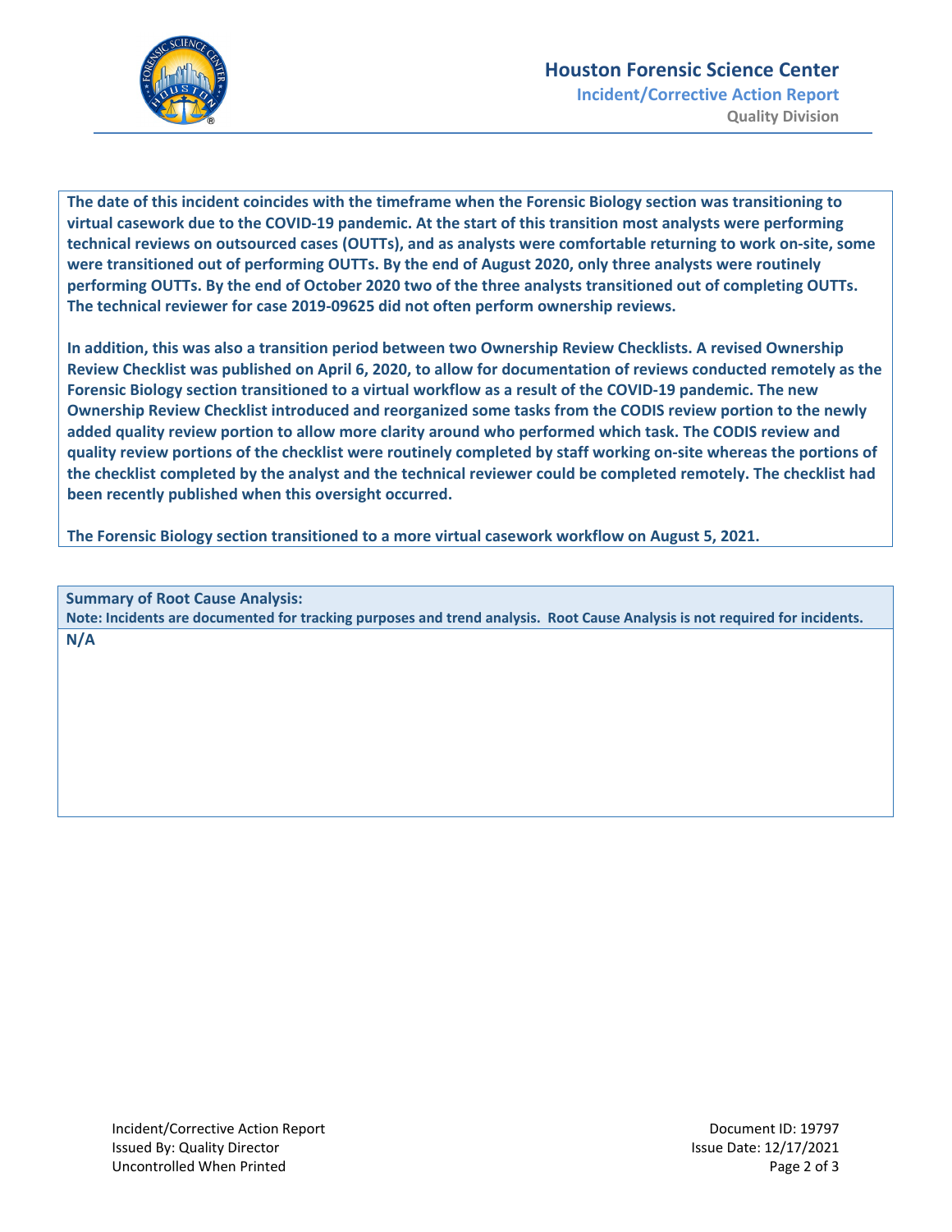**The date of this incident coincides with the timeframe when the Forensic Biology section was transitioning to virtual casework due to the COVID-19 pandemic. At the start of this transition most analysts were performing technical reviews on outsourced cases (OUTTs), and as analysts were comfortable returning to work on-site, some were transitioned out of performing OUTTs. By the end of August 2020, only three analysts were routinely performing OUTTs. By the end of October 2020 two of the three analysts transitioned out of completing OUTTs. The technical reviewer for case 2019-09625 did not often perform ownership reviews.**

**In addition, this was also a transition period between two Ownership Review Checklists. A revised Ownership Review Checklist was published on April 6, 2020, to allow for documentation of reviews conducted remotely as the Forensic Biology section transitioned to a virtual workflow as a result of the COVID-19 pandemic. The new Ownership Review Checklist introduced and reorganized some tasks from the CODIS review portion to the newly added quality review portion to allow more clarity around who performed which task. The CODIS review and quality review portions of the checklist were routinely completed by staff working on-site whereas the portions of the checklist completed by the analyst and the technical reviewer could be completed remotely. The checklist had been recently published when this oversight occurred.**

**The Forensic Biology section transitioned to a more virtual casework workflow on August 5, 2021.**

**Summary of Root Cause Analysis:**

**Note: Incidents are documented for tracking purposes and trend analysis. Root Cause Analysis is not required for incidents.**

**N/A**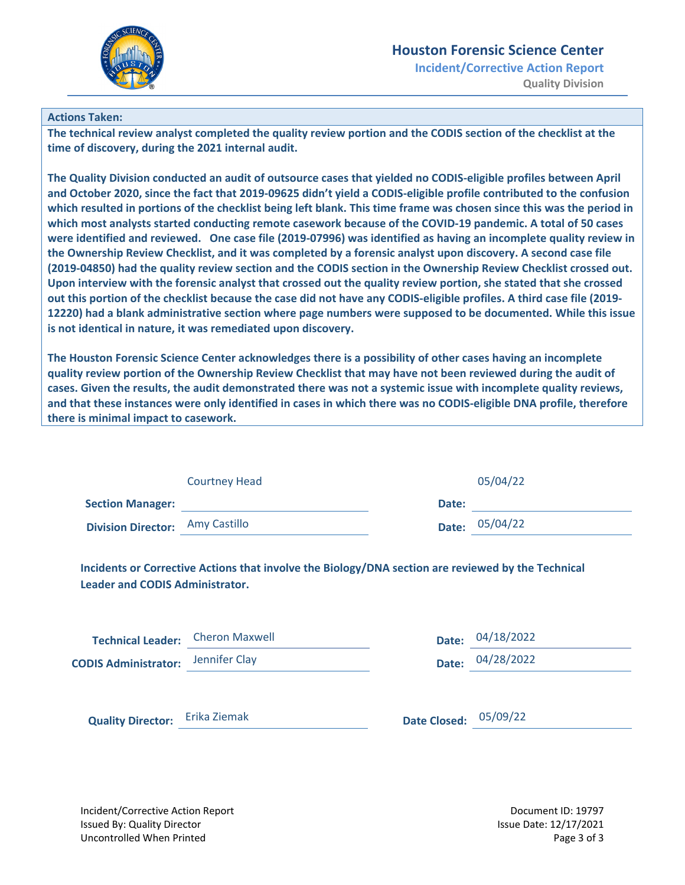**Actions Taken:**

**The technical review analyst completed the quality review portion and the CODIS section of the checklist at the time of discovery, during the 2021 internal audit.**

**The Quality Division conducted an audit of outsource cases that yielded no CODIS-eligible profiles between April and October 2020, since the fact that 2019-09625 didn't yield a CODIS-eligible profile contributed to the confusion which resulted in portions of the checklist being left blank. This time frame was chosen since this was the period in which most analysts started conducting remote casework because of the COVID-19 pandemic. A total of 50 cases were identified and reviewed. One case file (2019-07996) was identified as having an incomplete quality review in the Ownership Review Checklist, and it was completed by a forensic analyst upon discovery. A second case file (2019-04850) had the quality review section and the CODIS section in the Ownership Review Checklist crossed out. Upon interview with the forensic analyst that crossed out the quality review portion, she stated that she crossed out this portion of the checklist because the case did not have any CODIS-eligible profiles. A third case file (2019-12220) had a blank administrative section where page numbers were supposed to be documented. While this issue is not identical in nature, it was remediated upon discovery.**

**The Houston Forensic Science Center acknowledges there is a possibility of other cases having an incomplete quality review portion of the Ownership Review Checklist that may have not been reviewed during the audit of cases. Given the results, the audit demonstrated there was not a systemic issue with incomplete quality reviews, and that these instances were only identified in cases in which there was no CODIS-eligible DNA profile, therefore there is minimal impact to casework.**

**Section Manager:** Courtney Head **Date:** 05/04/22

**Division Director:** Amy Castillo **Date:** 05/04/22

**Incidents or Corrective Actions that involve the Biology/DNA section are reviewed by the Technical Leader and CODIS Administrator.**

**Technical Leader:** Cheron Maxwell **Date:** 04/18/2022

**CODIS Administrator:** Jennifer Clay **Date:** 04/28/2022

**Quality Director:** Erika Ziemak **Date Closed:** 05/09/22